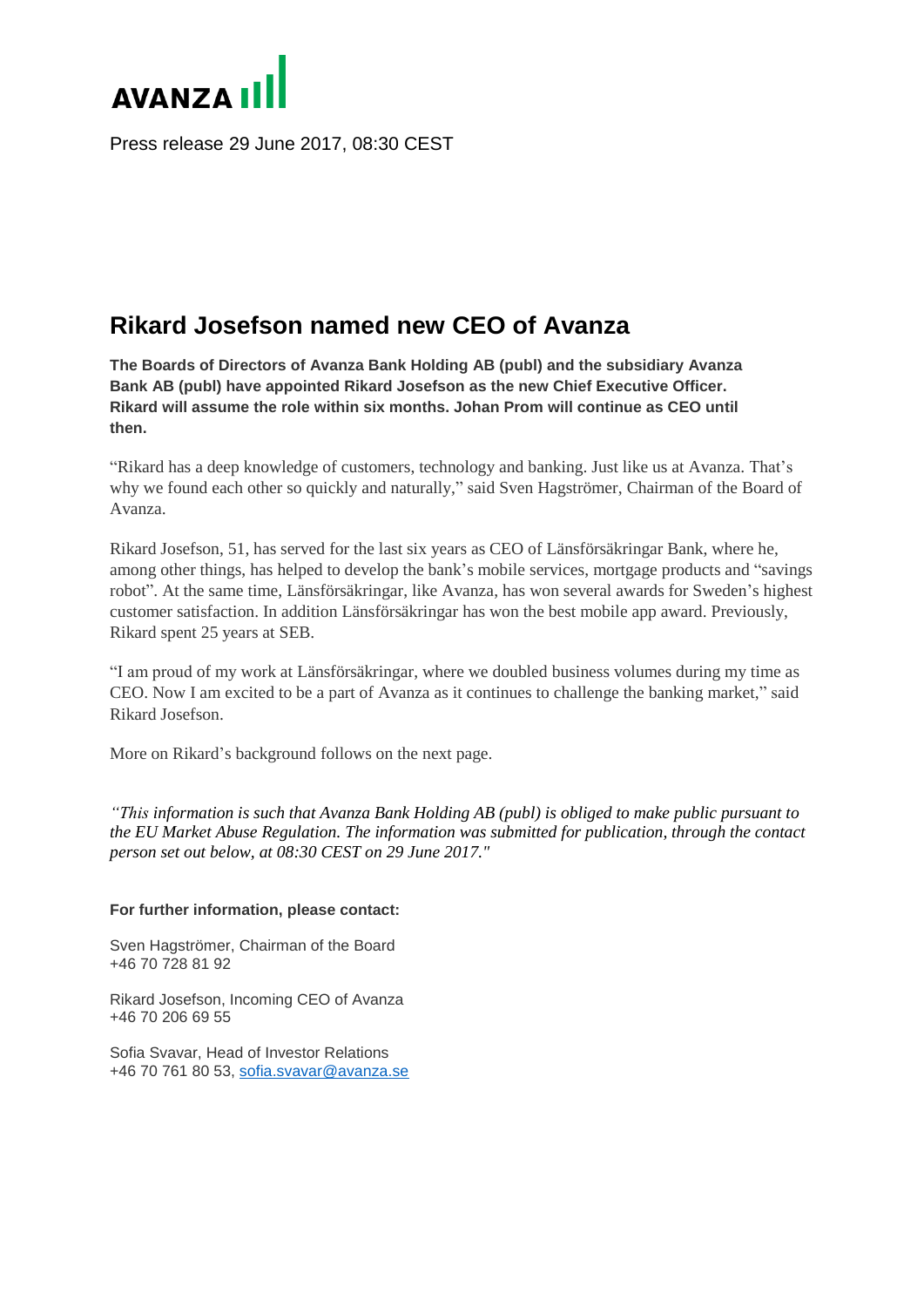AVANZA

Press release 29 June 2017, 08:30 CEST

# Rikard Josefson named new CEO of Avanza

**The Boards of Directors of Avanza Bank Holding AB (publ) and the subsidiary Avanza Bank AB (publ) have appointed Rikard Josefson as the new Chief Executive Officer. Rikard will assume the role within six months. Johan Prom will continue as CEO until then.**

"Rikard has a deep knowledge of customers, technology and banking. Just like us at Avanza. That's why we found each other so quickly and naturally," said Sven Hagströmer, Chairman of the Board of Avanza.

Rikard Josefson, 51, has served for the last six years as CEO of Länsförsäkringar Bank, where he, among other things, has helped to develop the bank's mobile services, mortgage products and "savings robot". At the same time, Länsförsäkringar, like Avanza, has won several awards for Sweden's highest customer satisfaction. In addition Länsförsäkringar has won the best mobile app award. Previously, Rikard spent 25 years at SEB.

"I am proud of my work at Länsförsäkringar, where we doubled business volumes during my time as CEO. Now I am excited to be a part of Avanza as it continues to challenge the banking market," said Rikard Josefson.

More on Rikard's background follows on the next page.

*"This information is such that Avanza Bank Holding AB (publ) is obliged to make public pursuant to the EU Market Abuse Regulation. The information was submitted for publication, through the contact person set out below, at 08:30 CEST on 29 June 2017."*

**For further information, please contact:**

Sven Hagströmer, Chairman of the Board
+46 70 728 81 92

Rikard Josefson, Incoming CEO of Avanza
+46 70 206 69 55

Sofia Svavar, Head of Investor Relations
+46 70 761 80 53, sofia.svavar@avanza.se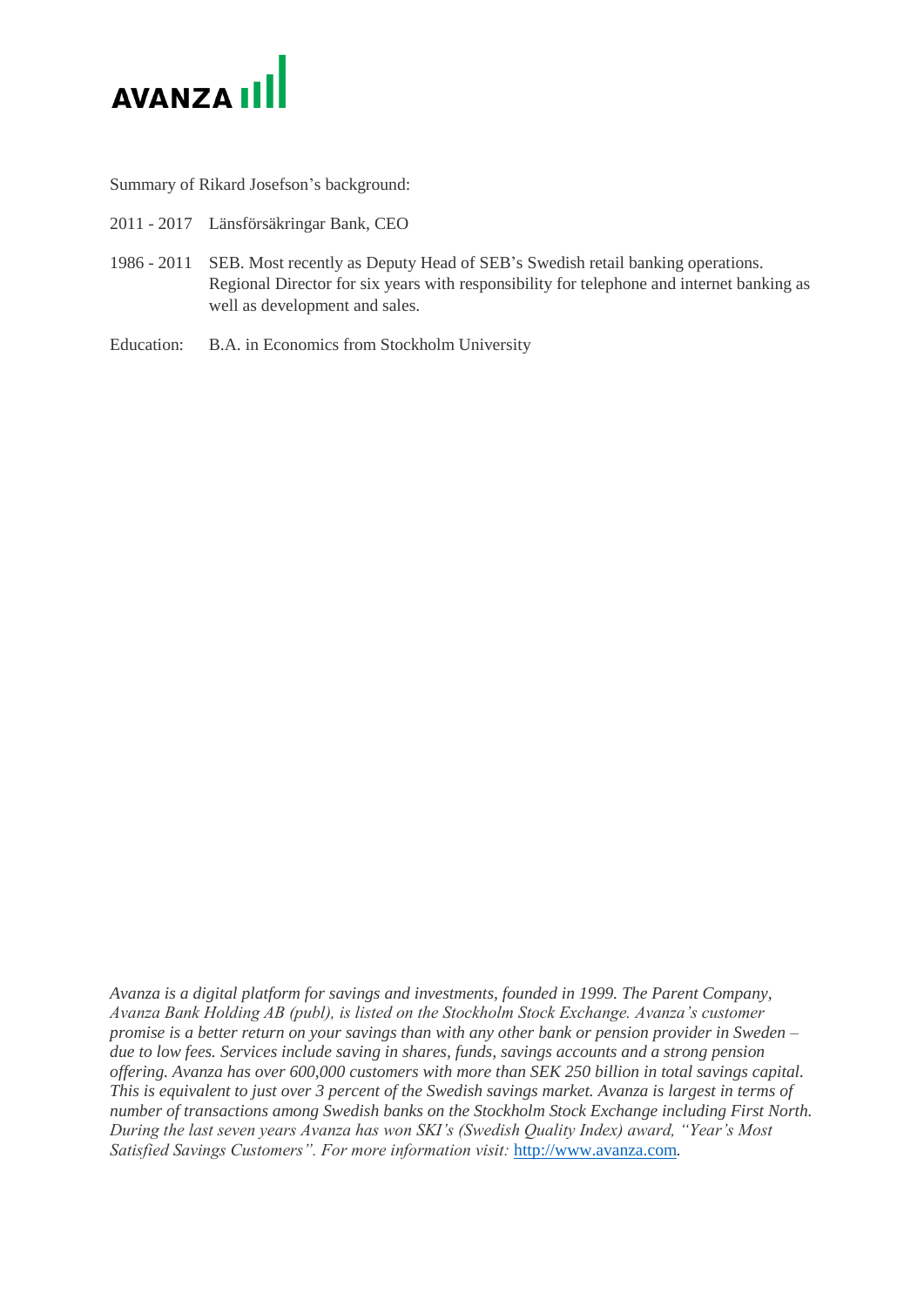Summary of Rikard Josefson's background:

| | |
|---|---|
| 2011 - 2017 | Länsförsäkringar Bank, CEO |
| 1986 - 2011 | SEB. Most recently as Deputy Head of SEB's Swedish retail banking operations. Regional Director for six years with responsibility for telephone and internet banking as well as development and sales. |
| Education: | B.A. in Economics from Stockholm University |

*Avanza is a digital platform for savings and investments, founded in 1999. The Parent Company, Avanza Bank Holding AB (publ), is listed on the Stockholm Stock Exchange. Avanza's customer promise is a better return on your savings than with any other bank or pension provider in Sweden – due to low fees. Services include saving in shares, funds, savings accounts and a strong pension offering. Avanza has over 600,000 customers with more than SEK 250 billion in total savings capital. This is equivalent to just over 3 percent of the Swedish savings market. Avanza is largest in terms of number of transactions among Swedish banks on the Stockholm Stock Exchange including First North. During the last seven years Avanza has won SKI's (Swedish Quality Index) award, "Year's Most Satisfied Savings Customers". For more information visit:* http://www.avanza.com.